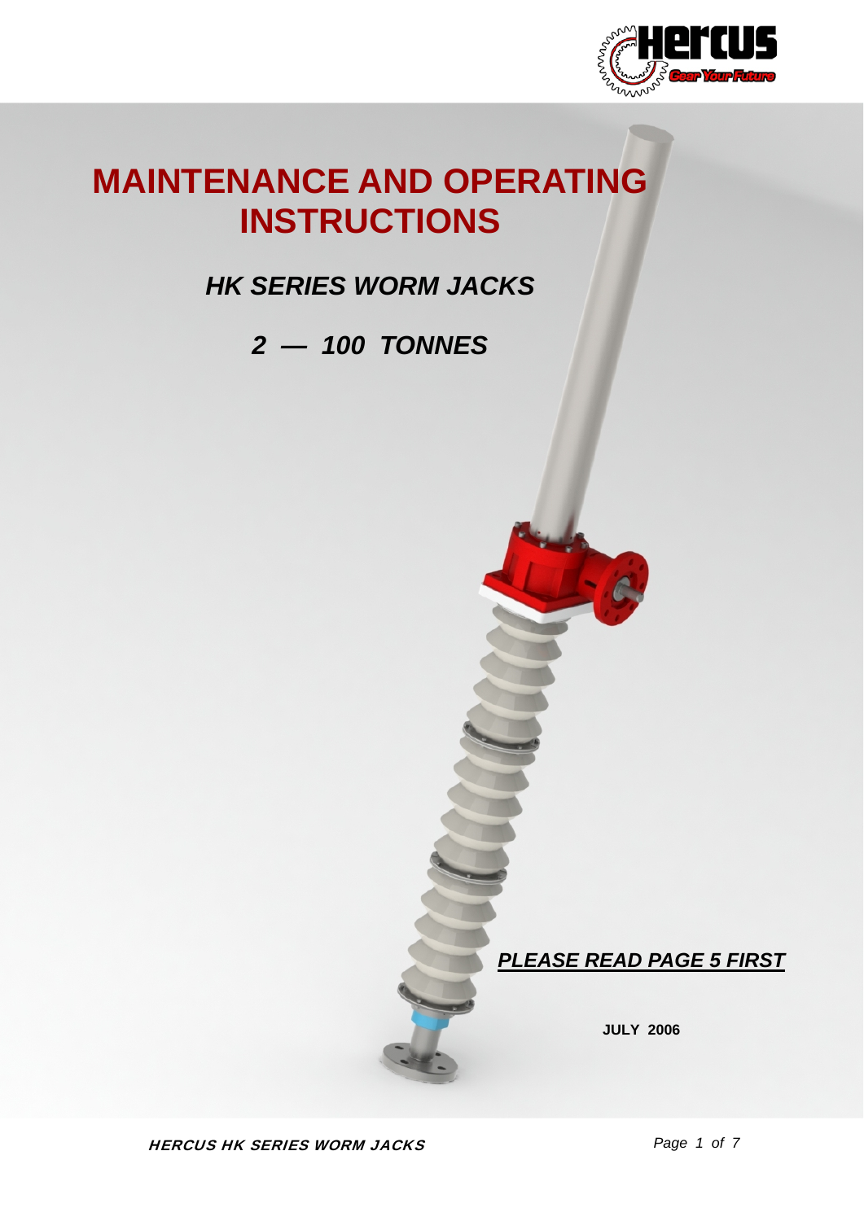# MAINTENANCE AND OPERATING INSTRUCTIONS

## *HK SERIES WORM JACKS*

## *2 — 100 TONNES*

***PLEASE READ PAGE 5 FIRST***

**JULY 2006**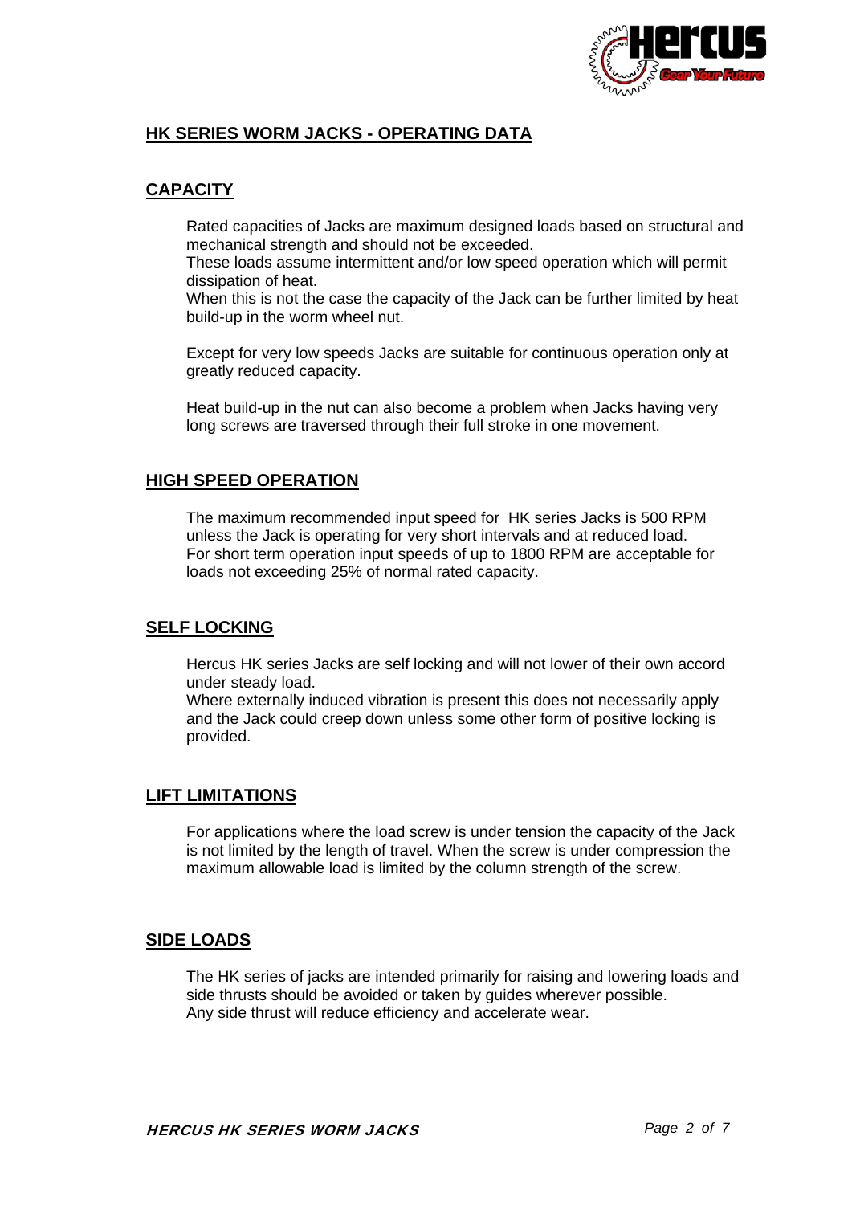## HK SERIES WORM JACKS - OPERATING DATA

### CAPACITY

Rated capacities of Jacks are maximum designed loads based on structural and mechanical strength and should not be exceeded.
These loads assume intermittent and/or low speed operation which will permit dissipation of heat.
When this is not the case the capacity of the Jack can be further limited by heat build-up in the worm wheel nut.

Except for very low speeds Jacks are suitable for continuous operation only at greatly reduced capacity.

Heat build-up in the nut can also become a problem when Jacks having very long screws are traversed through their full stroke in one movement.

### HIGH SPEED OPERATION

The maximum recommended input speed for HK series Jacks is 500 RPM unless the Jack is operating for very short intervals and at reduced load.
For short term operation input speeds of up to 1800 RPM are acceptable for loads not exceeding 25% of normal rated capacity.

### SELF LOCKING

Hercus HK series Jacks are self locking and will not lower of their own accord under steady load.
Where externally induced vibration is present this does not necessarily apply and the Jack could creep down unless some other form of positive locking is provided.

### LIFT LIMITATIONS

For applications where the load screw is under tension the capacity of the Jack is not limited by the length of travel. When the screw is under compression the maximum allowable load is limited by the column strength of the screw.

### SIDE LOADS

The HK series of jacks are intended primarily for raising and lowering loads and side thrusts should be avoided or taken by guides wherever possible.
Any side thrust will reduce efficiency and accelerate wear.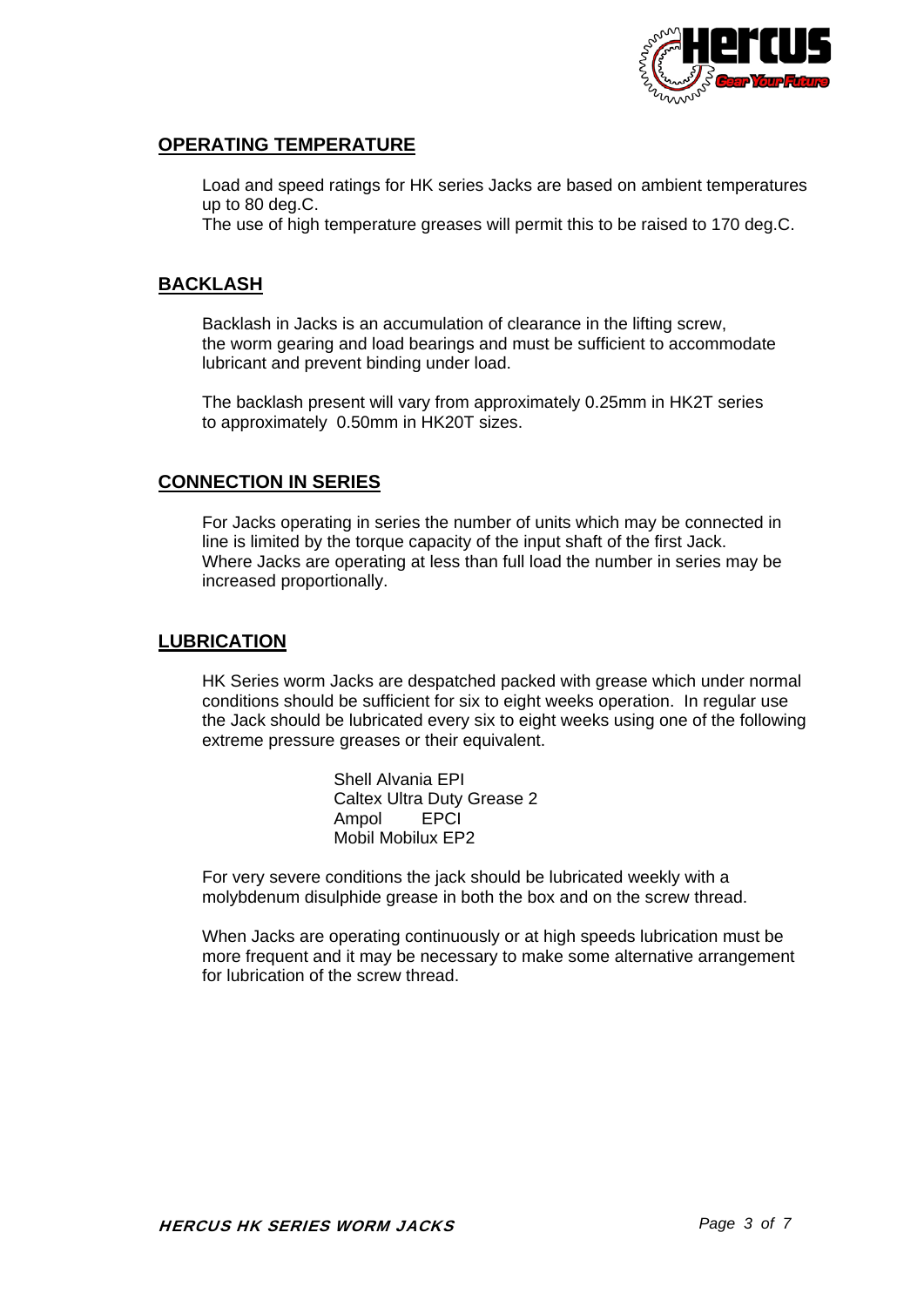## OPERATING TEMPERATURE

Load and speed ratings for HK series Jacks are based on ambient temperatures up to 80 deg.C.
The use of high temperature greases will permit this to be raised to 170 deg.C.

## BACKLASH

Backlash in Jacks is an accumulation of clearance in the lifting screw, the worm gearing and load bearings and must be sufficient to accommodate lubricant and prevent binding under load.

The backlash present will vary from approximately 0.25mm in HK2T series to approximately 0.50mm in HK20T sizes.

## CONNECTION IN SERIES

For Jacks operating in series the number of units which may be connected in line is limited by the torque capacity of the input shaft of the first Jack.
Where Jacks are operating at less than full load the number in series may be increased proportionally.

## LUBRICATION

HK Series worm Jacks are despatched packed with grease which under normal conditions should be sufficient for six to eight weeks operation. In regular use the Jack should be lubricated every six to eight weeks using one of the following extreme pressure greases or their equivalent.

Shell Alvania EPI
Caltex Ultra Duty Grease 2
Ampol EPCI
Mobil Mobilux EP2

For very severe conditions the jack should be lubricated weekly with a molybdenum disulphide grease in both the box and on the screw thread.

When Jacks are operating continuously or at high speeds lubrication must be more frequent and it may be necessary to make some alternative arrangement for lubrication of the screw thread.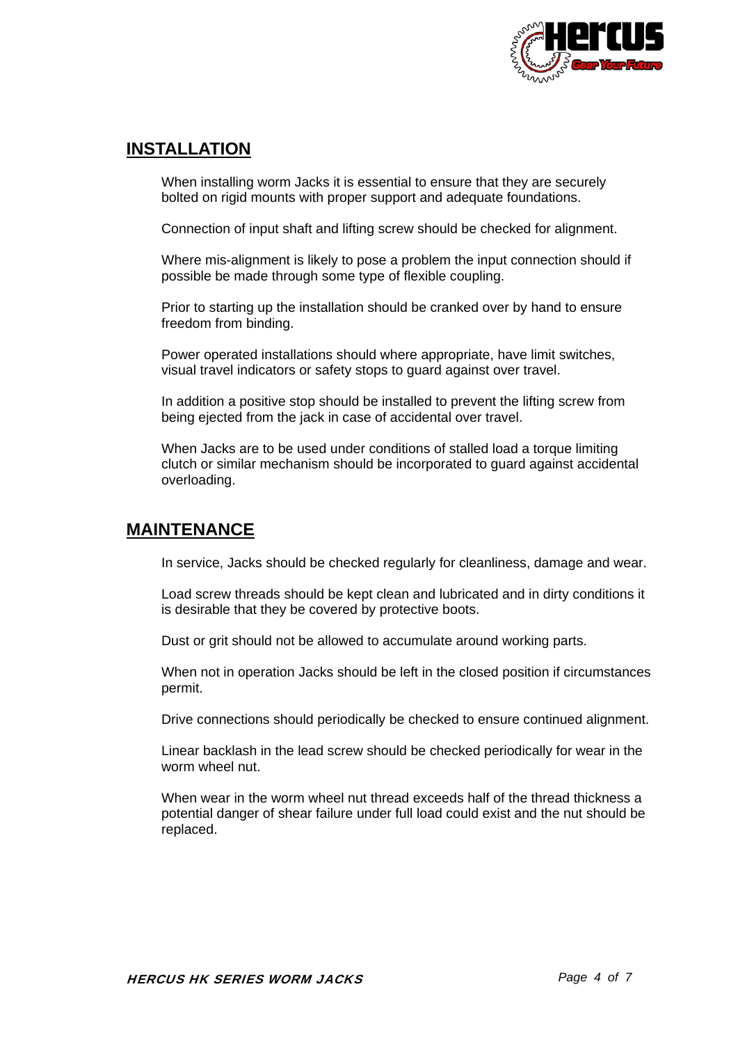## INSTALLATION

When installing worm Jacks it is essential to ensure that they are securely bolted on rigid mounts with proper support and adequate foundations.

Connection of input shaft and lifting screw should be checked for alignment.

Where mis-alignment is likely to pose a problem the input connection should if possible be made through some type of flexible coupling.

Prior to starting up the installation should be cranked over by hand to ensure freedom from binding.

Power operated installations should where appropriate, have limit switches, visual travel indicators or safety stops to guard against over travel.

In addition a positive stop should be installed to prevent the lifting screw from being ejected from the jack in case of accidental over travel.

When Jacks are to be used under conditions of stalled load a torque limiting clutch or similar mechanism should be incorporated to guard against accidental overloading.

## MAINTENANCE

In service, Jacks should be checked regularly for cleanliness, damage and wear.

Load screw threads should be kept clean and lubricated and in dirty conditions it is desirable that they be covered by protective boots.

Dust or grit should not be allowed to accumulate around working parts.

When not in operation Jacks should be left in the closed position if circumstances permit.

Drive connections should periodically be checked to ensure continued alignment.

Linear backlash in the lead screw should be checked periodically for wear in the worm wheel nut.

When wear in the worm wheel nut thread exceeds half of the thread thickness a potential danger of shear failure under full load could exist and the nut should be replaced.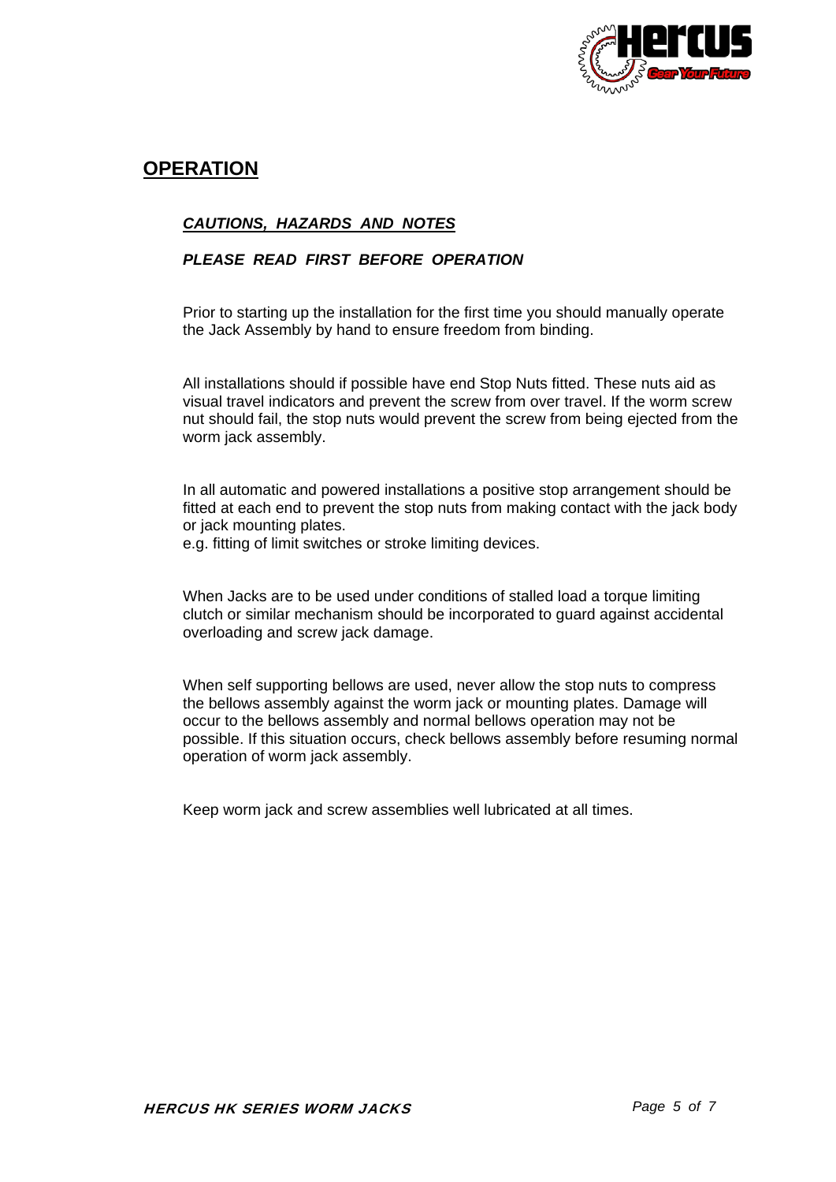## OPERATION

### ***CAUTIONS, HAZARDS AND NOTES***

***PLEASE READ FIRST BEFORE OPERATION***

Prior to starting up the installation for the first time you should manually operate the Jack Assembly by hand to ensure freedom from binding.

All installations should if possible have end Stop Nuts fitted. These nuts aid as visual travel indicators and prevent the screw from over travel. If the worm screw nut should fail, the stop nuts would prevent the screw from being ejected from the worm jack assembly.

In all automatic and powered installations a positive stop arrangement should be fitted at each end to prevent the stop nuts from making contact with the jack body or jack mounting plates.
e.g. fitting of limit switches or stroke limiting devices.

When Jacks are to be used under conditions of stalled load a torque limiting clutch or similar mechanism should be incorporated to guard against accidental overloading and screw jack damage.

When self supporting bellows are used, never allow the stop nuts to compress the bellows assembly against the worm jack or mounting plates. Damage will occur to the bellows assembly and normal bellows operation may not be possible. If this situation occurs, check bellows assembly before resuming normal operation of worm jack assembly.

Keep worm jack and screw assemblies well lubricated at all times.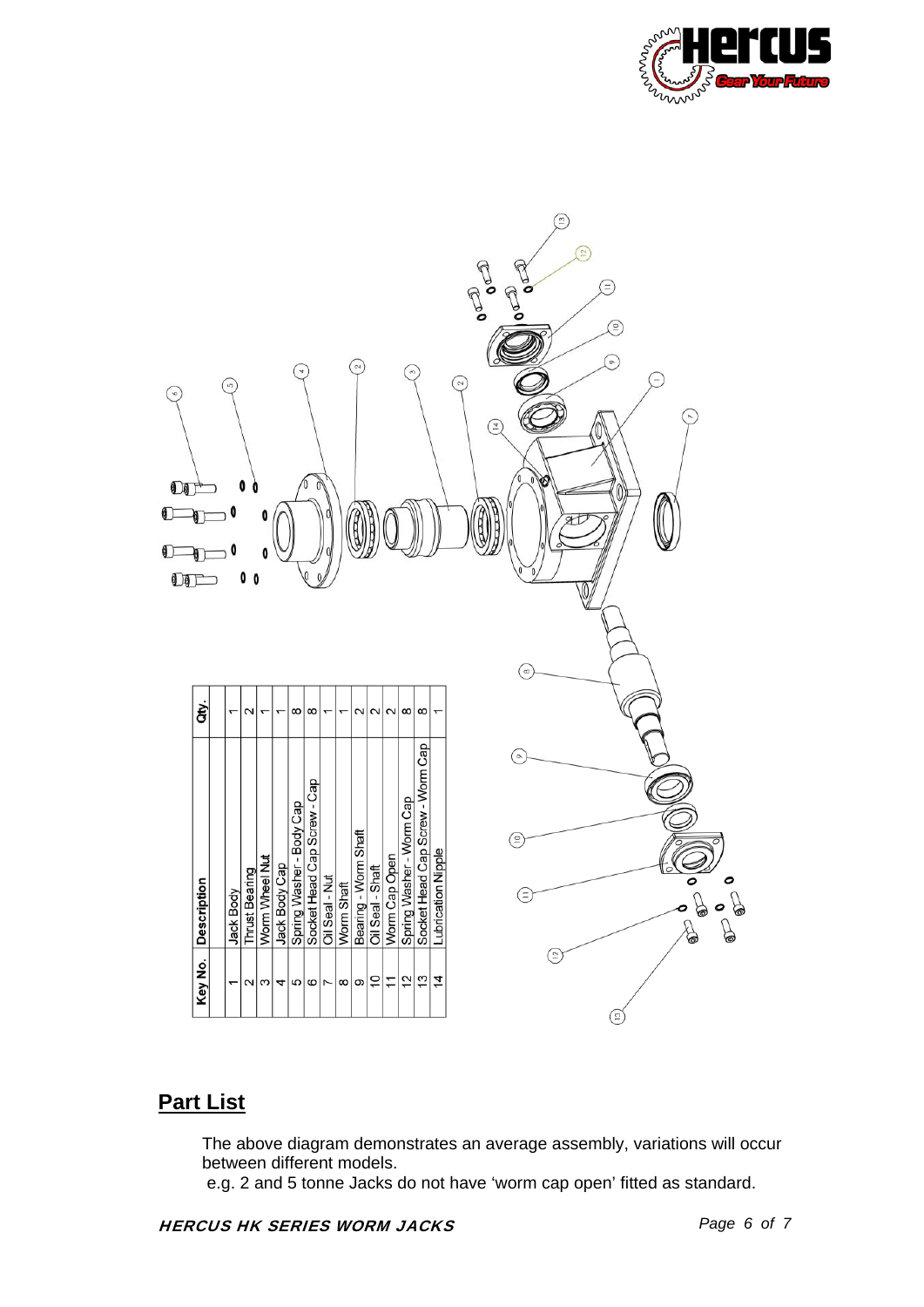| Key No. | Description | Qty. |
|---|---|---|
| 1 | Jack Body | 1 |
| 2 | Thrust Bearing | 2 |
| 3 | Worm Wheel Nut | 1 |
| 4 | Jack Body Cap | 1 |
| 5 | Spring Washer - Body Cap | 8 |
| 6 | Socket Head Cap Screw - Cap | 8 |
| 7 | Oil Seal - Nut | 1 |
| 8 | Worm Shaft | 1 |
| 9 | Bearing - Worm Shaft | 2 |
| 10 | Oil Seal - Shaft | 2 |
| 11 | Worm Cap Open | 2 |
| 12 | Spring Washer - Worm Cap | 8 |
| 13 | Socket Head Cap Screw - Worm Cap | 8 |
| 14 | Lubrication Nipple | 1 |

## Part List

The above diagram demonstrates an average assembly, variations will occur between different models.

e.g. 2 and 5 tonne Jacks do not have 'worm cap open' fitted as standard.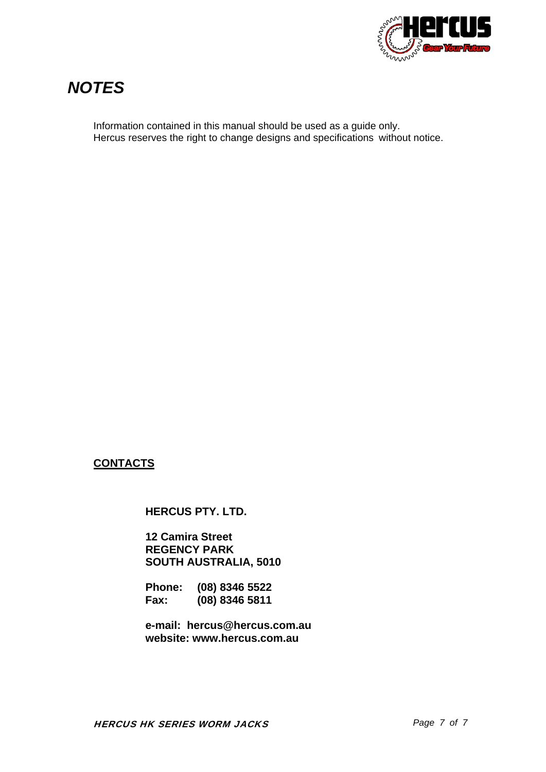# *NOTES*

Information contained in this manual should be used as a guide only.
Hercus reserves the right to change designs and specifications without notice.

**CONTACTS**

**HERCUS PTY. LTD.**

**12 Camira Street**
**REGENCY PARK**
**SOUTH AUSTRALIA, 5010**

**Phone: (08) 8346 5522**
**Fax: (08) 8346 5811**

**e-mail: hercus@hercus.com.au**
**website: www.hercus.com.au**